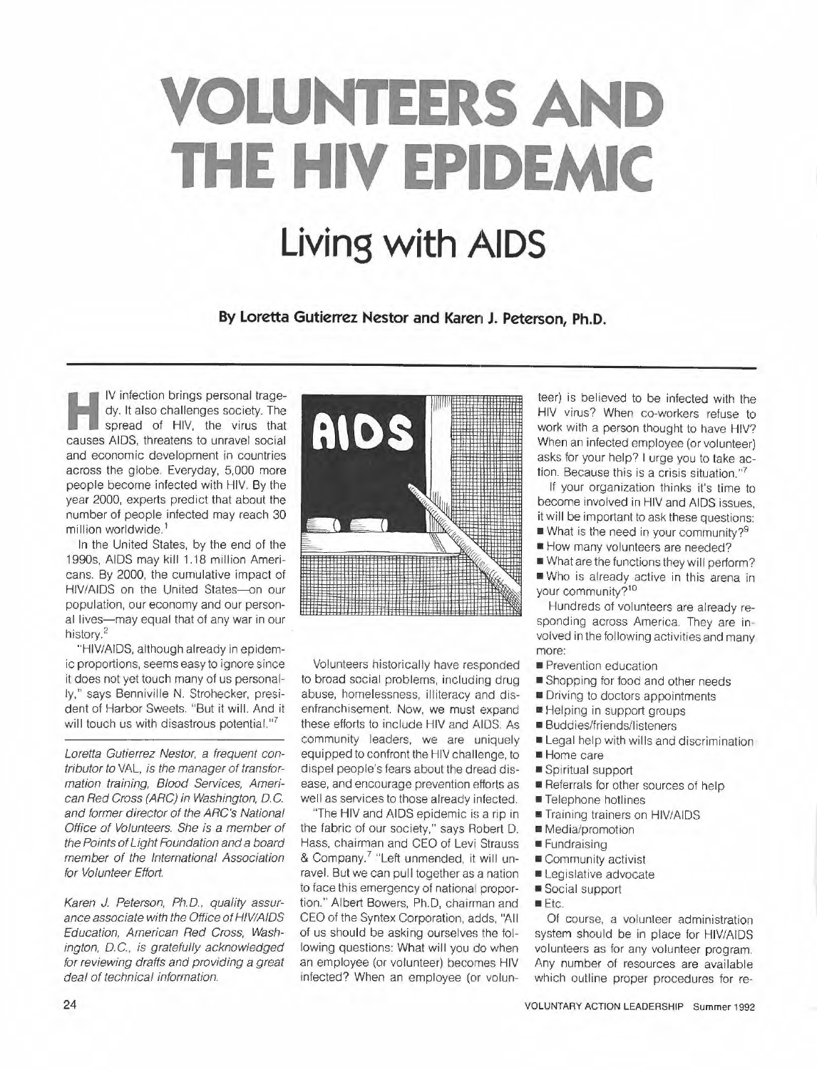# VOLUNTEERS AND THE HIV EPIDEMIC

## Living with AIDS

**By Loretta Gutierrez Nestor and Karen J. Peterson, Ph.D.**

HIV infection brings personal tragedy. It also challenges society. The spread of HIV, the virus that causes AIDS, threatens to unravel social and economic development in countries across the globe. Everyday, 5,000 more people become infected with HIV. By the year 2000, experts predict that about the number of people infected may reach 30 million worldwide.[1]

In the United States, by the end of the 1990s, AIDS may kill 1.18 million Americans. By 2000, the cumulative impact of HIV/AIDS on the United States—on our population, our economy and our personal lives—may equal that of any war in our history.[2]

"HIV/AIDS, although already in epidemic proportions, seems easy to ignore since it does not yet touch many of us personally," says Benniville N. Strohecker, president of Harbor Sweets. "But it will. And it will touch us with disastrous potential."[7]

*Loretta Gutierrez Nestor, a frequent contributor to* VAL, *is the manager of transformation training, Blood Services, American Red Cross (ARC) in Washington, D.C. and former director of the ARC's National Office of Volunteers. She is a member of the Points of Light Foundation and a board member of the International Association for Volunteer Effort.*

*Karen J. Peterson, Ph.D., quality assurance associate with the Office of HIV/AIDS Education, American Red Cross, Washington, D.C., is gratefully acknowledged for reviewing drafts and providing a great deal of technical information.*

Volunteers historically have responded to broad social problems, including drug abuse, homelessness, illiteracy and disenfranchisement. Now, we must expand these efforts to include HIV and AIDS. As community leaders, we are uniquely equipped to confront the HIV challenge, to dispel people's fears about the dread disease, and encourage prevention efforts as well as services to those already infected.

"The HIV and AIDS epidemic is a rip in the fabric of our society," says Robert D. Hass, chairman and CEO of Levi Strauss & Company.[7] "Left unmended, it will unravel. But we can pull together as a nation to face this emergency of national proportion." Albert Bowers, Ph.D, chairman and CEO of the Syntex Corporation, adds, "All of us should be asking ourselves the following questions: What will you do when an employee (or volunteer) becomes HIV infected? When an employee (or volunteer) is believed to be infected with the HIV virus? When co-workers refuse to work with a person thought to have HIV? When an infected employee (or volunteer) asks for your help? I urge you to take action. Because this is a crisis situation."[7]

If your organization thinks it's time to become involved in HIV and AIDS issues, it will be important to ask these questions:

- What is the need in your community?[9]
- How many volunteers are needed?
- What are the functions they will perform?
- Who is already active in this arena in your community?[10]

Hundreds of volunteers are already responding across America. They are involved in the following activities and many more:

- Prevention education
- Shopping for food and other needs
- Driving to doctors appointments
- Helping in support groups
- Buddies/friends/listeners
- Legal help with wills and discrimination
- Home care
- Spiritual support
- Referrals for other sources of help
- Telephone hotlines
- Training trainers on HIV/AIDS
- Media/promotion
- Fundraising
- Community activist
- Legislative advocate
- Social support
- Etc.

Of course, a volunteer administration system should be in place for HIV/AIDS volunteers as for any volunteer program. Any number of resources are available which outline proper procedures for re-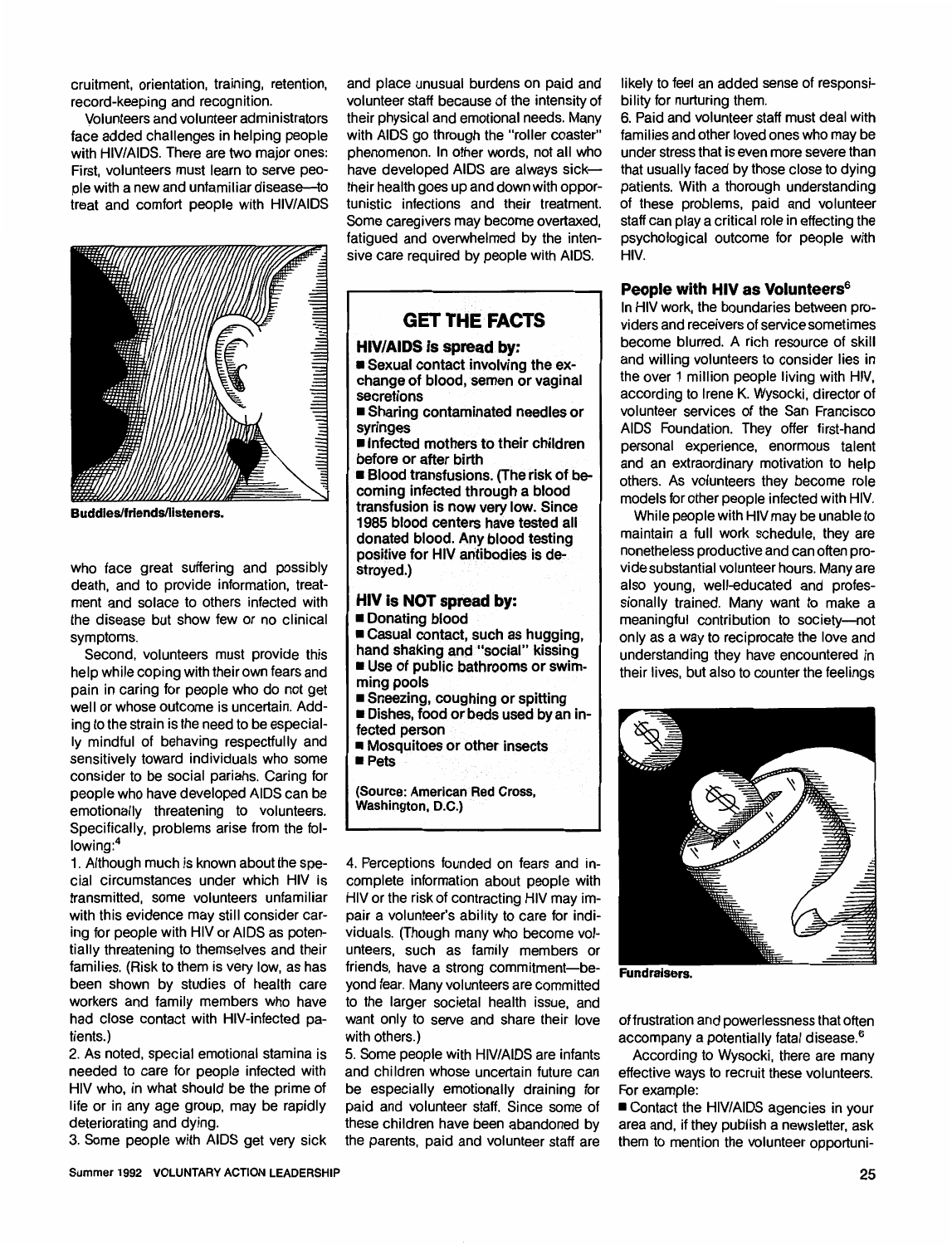cruitment, orientation, training, retention, record-keeping and recognition.

Volunteers and volunteer administrators face added challenges in helping people with HIV/AIDS. There are two major ones: First, volunteers must learn to serve people with a new and unfamiliar disease—to treat and comfort people with HIV/AIDS who face great suffering and possibly death, and to provide information, treatment and solace to others infected with the disease but show few or no clinical symptoms.

**Buddies/friends/listeners.**

Second, volunteers must provide this help while coping with their own fears and pain in caring for people who do not get well or whose outcome is uncertain. Adding to the strain is the need to be especially mindful of behaving respectfully and sensitively toward individuals who some consider to be social pariahs. Caring for people who have developed AIDS can be emotionally threatening to volunteers. Specifically, problems arise from the following:[4]

1. Although much is known about the special circumstances under which HIV is transmitted, some volunteers unfamiliar with this evidence may still consider caring for people with HIV or AIDS as potentially threatening to themselves and their families. (Risk to them is very low, as has been shown by studies of health care workers and family members who have had close contact with HIV-infected patients.)
2. As noted, special emotional stamina is needed to care for people infected with HIV who, in what should be the prime of life or in any age group, may be rapidly deteriorating and dying.
3. Some people with AIDS get very sick and place unusual burdens on paid and volunteer staff because of the intensity of their physical and emotional needs. Many with AIDS go through the "roller coaster" phenomenon. In other words, not all who have developed AIDS are always sick—their health goes up and down with opportunistic infections and their treatment. Some caregivers may become overtaxed, fatigued and overwhelmed by the intensive care required by people with AIDS.

## GET THE FACTS

**HIV/AIDS is spread by:**

- **Sexual contact involving the exchange of blood, semen or vaginal secretions**
- **Sharing contaminated needles or syringes**
- **Infected mothers to their children before or after birth**
- **Blood transfusions. (The risk of becoming infected through a blood transfusion is now very low. Since 1985 blood centers have tested all donated blood. Any blood testing positive for HIV antibodies is destroyed.)**

**HIV is NOT spread by:**

- **Donating blood**
- **Casual contact, such as hugging, hand shaking and "social" kissing**
- **Use of public bathrooms or swimming pools**
- **Sneezing, coughing or spitting**
- **Dishes, food or beds used by an infected person**
- **Mosquitoes or other insects**
- **Pets**

**(Source: American Red Cross, Washington, D.C.)**

4. Perceptions founded on fears and incomplete information about people with HIV or the risk of contracting HIV may impair a volunteer's ability to care for individuals. (Though many who become volunteers, such as family members or friends, have a strong commitment—beyond fear. Many volunteers are committed to the larger societal health issue, and want only to serve and share their love with others.)
5. Some people with HIV/AIDS are infants and children whose uncertain future can be especially emotionally draining for paid and volunteer staff. Since some of these children have been abandoned by the parents, paid and volunteer staff are likely to feel an added sense of responsibility for nurturing them.
6. Paid and volunteer staff must deal with families and other loved ones who may be under stress that is even more severe than that usually faced by those close to dying patients. With a thorough understanding of these problems, paid and volunteer staff can play a critical role in effecting the psychological outcome for people with HIV.

### People with HIV as Volunteers[6]

In HIV work, the boundaries between providers and receivers of service sometimes become blurred. A rich resource of skill and willing volunteers to consider lies in the over 1 million people living with HIV, according to Irene K. Wysocki, director of volunteer services of the San Francisco AIDS Foundation. They offer first-hand personal experience, enormous talent and an extraordinary motivation to help others. As volunteers they become role models for other people infected with HIV.

While people with HIV may be unable to maintain a full work schedule, they are nonetheless productive and can often provide substantial volunteer hours. Many are also young, well-educated and professionally trained. Many want to make a meaningful contribution to society—not only as a way to reciprocate the love and understanding they have encountered in their lives, but also to counter the feelings of frustration and powerlessness that often accompany a potentially fatal disease.[6]

**Fundraisers.**

According to Wysocki, there are many effective ways to recruit these volunteers. For example:

- Contact the HIV/AIDS agencies in your area and, if they publish a newsletter, ask them to mention the volunteer opportuni-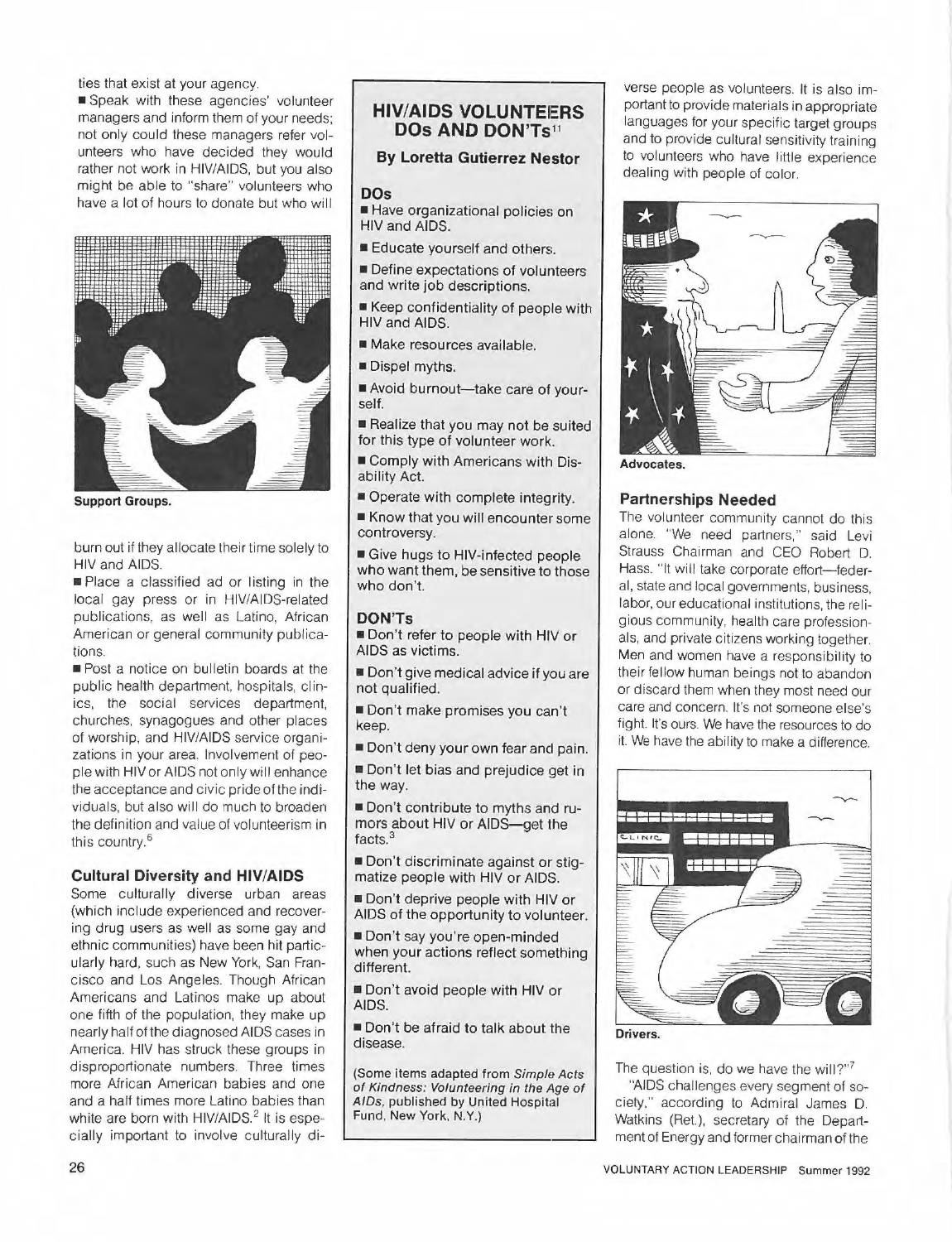ties that exist at your agency.

- Speak with these agencies' volunteer managers and inform them of your needs; not only could these managers refer volunteers who have decided they would rather not work in HIV/AIDS, but you also might be able to "share" volunteers who have a lot of hours to donate but who will burn out if they allocate their time solely to HIV and AIDS.
- Place a classified ad or listing in the local gay press or in HIV/AIDS-related publications, as well as Latino, African American or general community publications.
- Post a notice on bulletin boards at the public health department, hospitals, clinics, the social services department, churches, synagogues and other places of worship, and HIV/AIDS service organizations in your area. Involvement of people with HIV or AIDS not only will enhance the acceptance and civic pride of the individuals, but also will do much to broaden the definition and value of volunteerism in this country.[6]

Support Groups.

### Cultural Diversity and HIV/AIDS

Some culturally diverse urban areas (which include experienced and recovering drug users as well as some gay and ethnic communities) have been hit particularly hard, such as New York, San Francisco and Los Angeles. Though African Americans and Latinos make up about one fifth of the population, they make up nearly half of the diagnosed AIDS cases in America. HIV has struck these groups in disproportionate numbers. Three times more African American babies and one and a half times more Latino babies than white are born with HIV/AIDS.[2] It is especially important to involve culturally diverse people as volunteers. It is also important to provide materials in appropriate languages for your specific target groups and to provide cultural sensitivity training to volunteers who have little experience dealing with people of color.

## HIV/AIDS VOLUNTEERS DOs AND DON'Ts[11]

**By Loretta Gutierrez Nestor**

### DOs

- Have organizational policies on HIV and AIDS.
- Educate yourself and others.
- Define expectations of volunteers and write job descriptions.
- Keep confidentiality of people with HIV and AIDS.
- Make resources available.
- Dispel myths.
- Avoid burnout—take care of yourself.
- Realize that you may not be suited for this type of volunteer work.
- Comply with Americans with Disability Act.
- Operate with complete integrity.
- Know that you will encounter some controversy.
- Give hugs to HIV-infected people who want them, be sensitive to those who don't.

### DON'Ts

- Don't refer to people with HIV or AIDS as victims.
- Don't give medical advice if you are not qualified.
- Don't make promises you can't keep.
- Don't deny your own fear and pain.
- Don't let bias and prejudice get in the way.
- Don't contribute to myths and rumors about HIV or AIDS—get the facts.[3]
- Don't discriminate against or stigmatize people with HIV or AIDS.
- Don't deprive people with HIV or AIDS of the opportunity to volunteer.
- Don't say you're open-minded when your actions reflect something different.
- Don't avoid people with HIV or AIDS.
- Don't be afraid to talk about the disease.

(Some items adapted from *Simple Acts of Kindness: Volunteering in the Age of AIDs*, published by United Hospital Fund, New York, N.Y.)

Advocates.

### Partnerships Needed

The volunteer community cannot do this alone. "We need partners," said Levi Strauss Chairman and CEO Robert D. Hass. "It will take corporate effort—federal, state and local governments, business, labor, our educational institutions, the religious community, health care professionals, and private citizens working together. Men and women have a responsibility to their fellow human beings not to abandon or discard them when they most need our care and concern. It's not someone else's fight. It's ours. We have the resources to do it. We have the ability to make a difference.

Drivers.

The question is, do we have the will?"[7]

"AIDS challenges every segment of society," according to Admiral James D. Watkins (Ret.), secretary of the Department of Energy and former chairman of the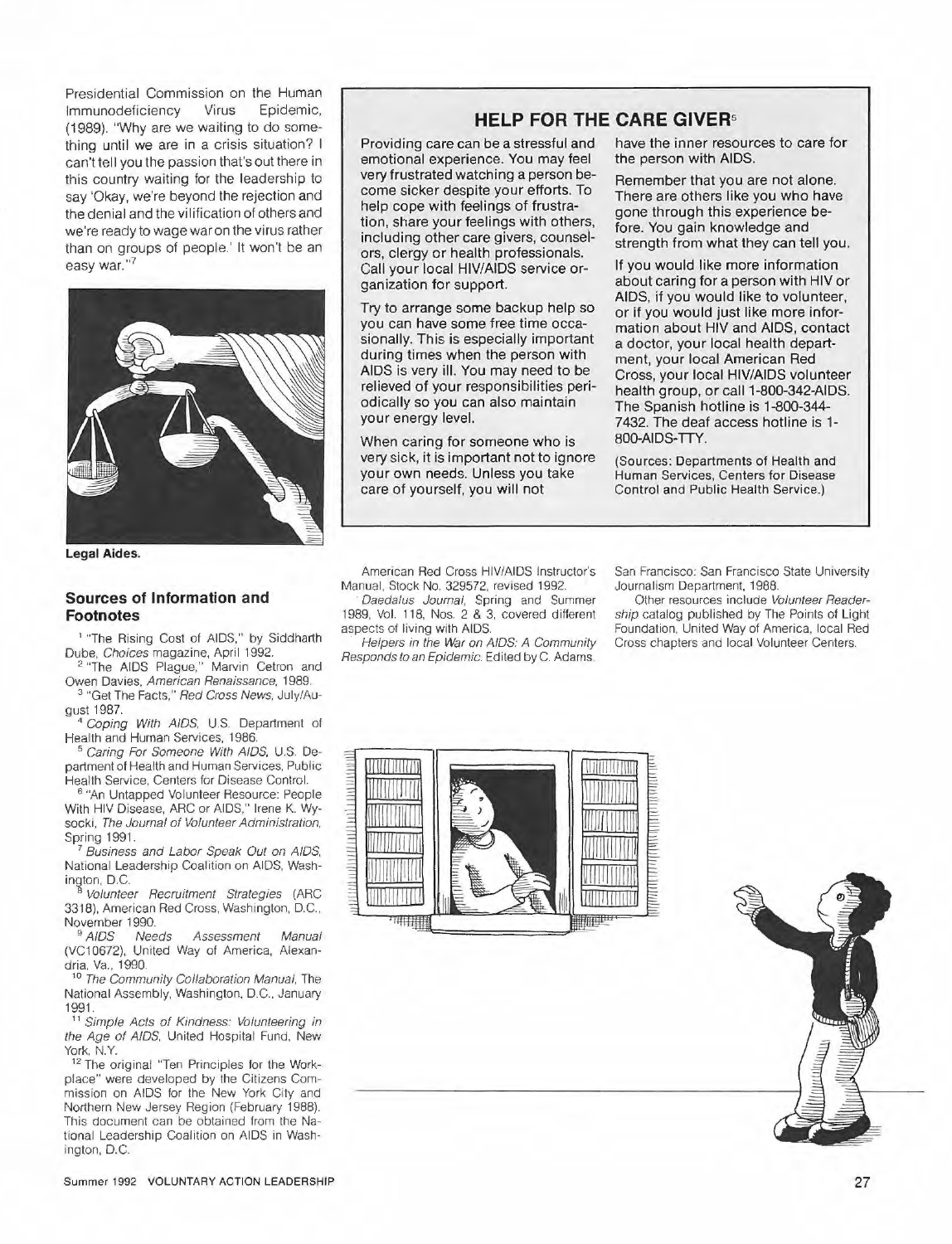Presidential Commission on the Human Immunodeficiency Virus Epidemic, (1989). "Why are we waiting to do something until we are in a crisis situation? I can't tell you the passion that's out there in this country waiting for the leadership to say 'Okay, we're beyond the rejection and the denial and the vilification of others and we're ready to wage war on the virus rather than on groups of people.' It won't be an easy war."[7]

**Legal Aides.**

## HELP FOR THE CARE GIVER[5]

Providing care can be a stressful and emotional experience. You may feel very frustrated watching a person become sicker despite your efforts. To help cope with feelings of frustration, share your feelings with others, including other care givers, counselors, clergy or health professionals. Call your local HIV/AIDS service organization for support.

Try to arrange some backup help so you can have some free time occasionally. This is especially important during times when the person with AIDS is very ill. You may need to be relieved of your responsibilities periodically so you can also maintain your energy level.

When caring for someone who is very sick, it is important not to ignore your own needs. Unless you take care of yourself, you will not have the inner resources to care for the person with AIDS.

Remember that you are not alone. There are others like you who have gone through this experience before. You gain knowledge and strength from what they can tell you.

If you would like more information about caring for a person with HIV or AIDS, if you would like to volunteer, or if you would just like more information about HIV and AIDS, contact a doctor, your local health department, your local American Red Cross, your local HIV/AIDS volunteer health group, or call 1-800-342-AIDS. The Spanish hotline is 1-800-344-7432. The deaf access hotline is 1-800-AIDS-TTY.

(Sources: Departments of Health and Human Services, Centers for Disease Control and Public Health Service.)

### Sources of Information and Footnotes

[1] "The Rising Cost of AIDS," by Siddharth Dube, *Choices* magazine, April 1992.

[2] "The AIDS Plague," Marvin Cetron and Owen Davies, *American Renaissance*, 1989.

[3] "Get The Facts," *Red Cross News*, July/August 1987.

[4] *Coping With AIDS*, U.S. Department of Health and Human Services, 1986.

[5] *Caring For Someone With AIDS*, U.S. Department of Health and Human Services, Public Health Service, Centers for Disease Control.

[6] "An Untapped Volunteer Resource: People With HIV Disease, ARC or AIDS," Irene K. Wysocki, *The Journal of Volunteer Administration*, Spring 1991.

[7] *Business and Labor Speak Out on AIDS*, National Leadership Coalition on AIDS, Washington, D.C.

[8] *Volunteer Recruitment Strategies* (ARC 3318), American Red Cross, Washington, D.C., November 1990.

[9] *AIDS Needs Assessment Manual* (VC10672), United Way of America, Alexandria, Va., 1990.

[10] *The Community Collaboration Manual*, The National Assembly, Washington, D.C., January 1991.

[11] *Simple Acts of Kindness: Volunteering in the Age of AIDS*, United Hospital Fund, New York, N.Y.

[12] The original "Ten Principles for the Workplace" were developed by the Citizens Commission on AIDS for the New York City and Northern New Jersey Region (February 1988). This document can be obtained from the National Leadership Coalition on AIDS in Washington, D.C.

American Red Cross HIV/AIDS Instructor's Manual, Stock No. 329572, revised 1992.

*Daedalus Journal*, Spring and Summer 1989, Vol. 118, Nos. 2 & 3, covered different aspects of living with AIDS.

*Helpers in the War on AIDS: A Community Responds to an Epidemic*. Edited by C. Adams. San Francisco: San Francisco State University Journalism Department, 1988.

Other resources include *Volunteer Readership* catalog published by The Points of Light Foundation, United Way of America, local Red Cross chapters and local Volunteer Centers.